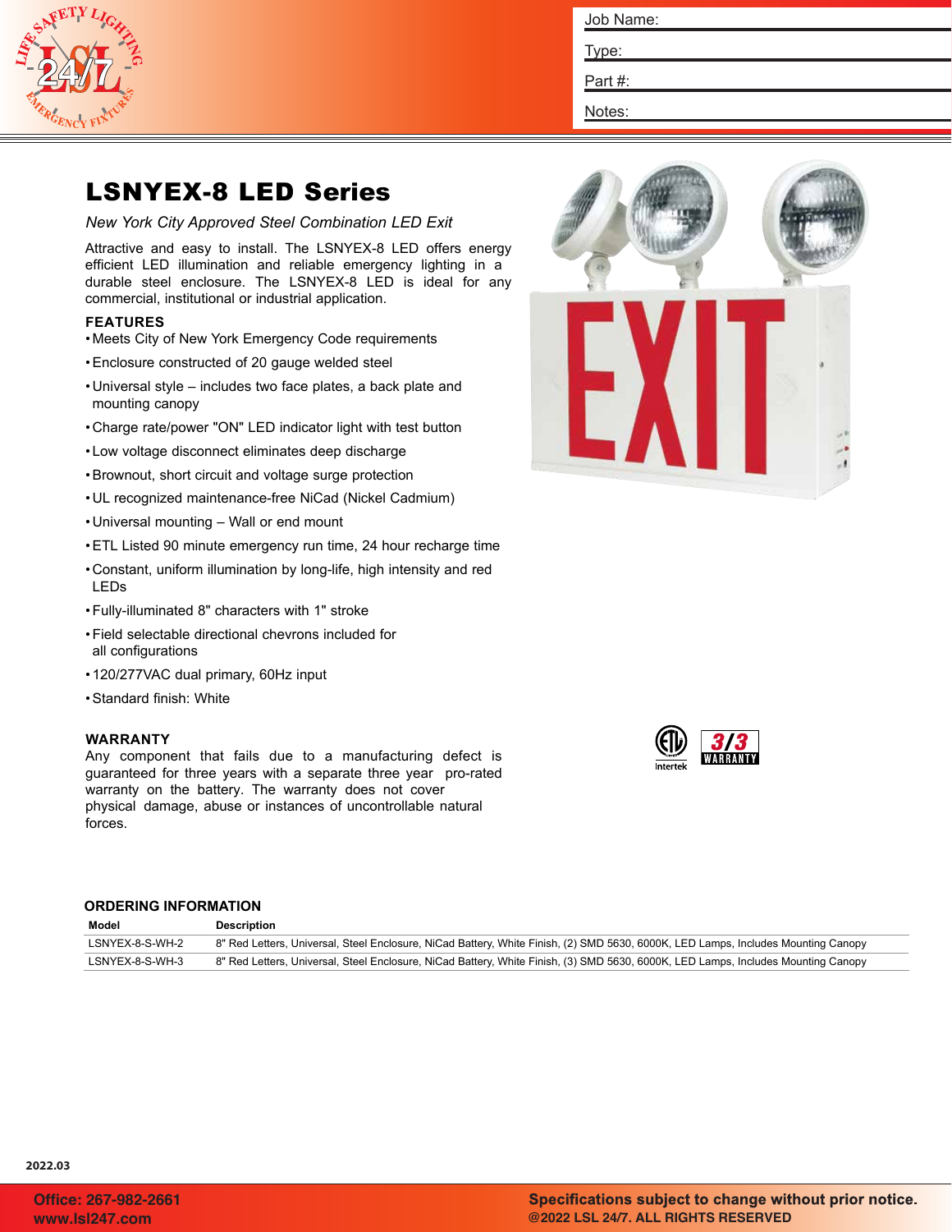Job Name:

Type:

Part #:

Notes:

# LSNYEX-8 LED Series

*New York City Approved Steel Combination LED Exit*

Attractive and easy to install. The LSNYEX-8 LED offers energy efficient LED illumination and reliable emergency lighting in a durable steel enclosure. The LSNYEX-8 LED is ideal for any commercial, institutional or industrial application.

## FEATURES

- Meets City of New York Emergency Code requirements
- Enclosure constructed of 20 gauge welded steel
- Universal style – includes two face plates, a back plate and mounting canopy
- Charge rate/power "ON" LED indicator light with test button
- Low voltage disconnect eliminates deep discharge
- Brownout, short circuit and voltage surge protection
- UL recognized maintenance-free NiCad (Nickel Cadmium)
- Universal mounting – Wall or end mount
- ETL Listed 90 minute emergency run time, 24 hour recharge time
- Constant, uniform illumination by long-life, high intensity and red LEDs
- Fully-illuminated 8" characters with 1" stroke
- Field selectable directional chevrons included for all configurations
- 120/277VAC dual primary, 60Hz input
- Standard finish: White

## WARRANTY

Any component that fails due to a manufacturing defect is guaranteed for three years with a separate three year pro-rated warranty on the battery. The warranty does not cover physical damage, abuse or instances of uncontrollable natural forces.

## ORDERING INFORMATION

| Model | Description |
|---|---|
| LSNYEX-8-S-WH-2 | 8" Red Letters, Universal, Steel Enclosure, NiCad Battery, White Finish, (2) SMD 5630, 6000K, LED Lamps, Includes Mounting Canopy |
| LSNYEX-8-S-WH-3 | 8" Red Letters, Universal, Steel Enclosure, NiCad Battery, White Finish, (3) SMD 5630, 6000K, LED Lamps, Includes Mounting Canopy |

2022.03

Office: 267-982-2661
www.lsl247.com

Specifications subject to change without prior notice.
@2022 LSL 24/7. ALL RIGHTS RESERVED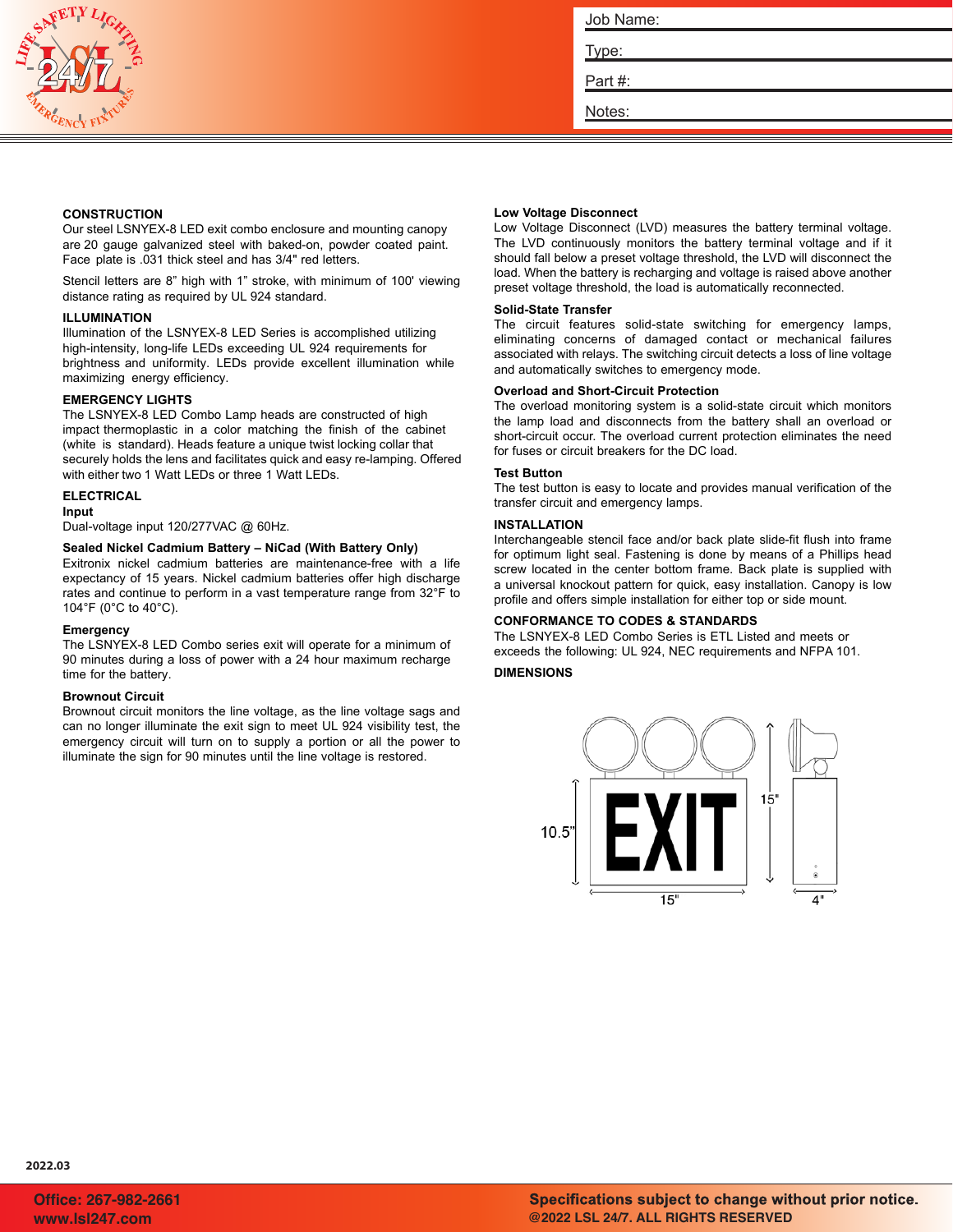Job Name:

Type:

Part #:

Notes:

## CONSTRUCTION

Our steel LSNYEX-8 LED exit combo enclosure and mounting canopy are 20 gauge galvanized steel with baked-on, powder coated paint. Face plate is .031 thick steel and has 3/4" red letters.

Stencil letters are 8" high with 1" stroke, with minimum of 100' viewing distance rating as required by UL 924 standard.

## ILLUMINATION

Illumination of the LSNYEX-8 LED Series is accomplished utilizing high-intensity, long-life LEDs exceeding UL 924 requirements for brightness and uniformity. LEDs provide excellent illumination while maximizing energy efficiency.

## EMERGENCY LIGHTS

The LSNYEX-8 LED Combo Lamp heads are constructed of high impact thermoplastic in a color matching the finish of the cabinet (white is standard). Heads feature a unique twist locking collar that securely holds the lens and facilitates quick and easy re-lamping. Offered with either two 1 Watt LEDs or three 1 Watt LEDs.

## ELECTRICAL

### Input

Dual-voltage input 120/277VAC @ 60Hz.

### Sealed Nickel Cadmium Battery – NiCad (With Battery Only)

Exitronix nickel cadmium batteries are maintenance-free with a life expectancy of 15 years. Nickel cadmium batteries offer high discharge rates and continue to perform in a vast temperature range from 32°F to 104°F (0°C to 40°C).

### Emergency

The LSNYEX-8 LED Combo series exit will operate for a minimum of 90 minutes during a loss of power with a 24 hour maximum recharge time for the battery.

### Brownout Circuit

Brownout circuit monitors the line voltage, as the line voltage sags and can no longer illuminate the exit sign to meet UL 924 visibility test, the emergency circuit will turn on to supply a portion or all the power to illuminate the sign for 90 minutes until the line voltage is restored.

### Low Voltage Disconnect

Low Voltage Disconnect (LVD) measures the battery terminal voltage. The LVD continuously monitors the battery terminal voltage and if it should fall below a preset voltage threshold, the LVD will disconnect the load. When the battery is recharging and voltage is raised above another preset voltage threshold, the load is automatically reconnected.

### Solid-State Transfer

The circuit features solid-state switching for emergency lamps, eliminating concerns of damaged contact or mechanical failures associated with relays. The switching circuit detects a loss of line voltage and automatically switches to emergency mode.

### Overload and Short-Circuit Protection

The overload monitoring system is a solid-state circuit which monitors the lamp load and disconnects from the battery shall an overload or short-circuit occur. The overload current protection eliminates the need for fuses or circuit breakers for the DC load.

### Test Button

The test button is easy to locate and provides manual verification of the transfer circuit and emergency lamps.

## INSTALLATION

Interchangeable stencil face and/or back plate slide-fit flush into frame for optimum light seal. Fastening is done by means of a Phillips head screw located in the center bottom frame. Back plate is supplied with a universal knockout pattern for quick, easy installation. Canopy is low profile and offers simple installation for either top or side mount.

## CONFORMANCE TO CODES & STANDARDS

The LSNYEX-8 LED Combo Series is ETL Listed and meets or exceeds the following: UL 924, NEC requirements and NFPA 101.

## DIMENSIONS

EXIT

10.5"

15"

15"

4"

2022.03

Office: 267-982-2661
www.lsl247.com

Specifications subject to change without prior notice.
@2022 LSL 24/7. ALL RIGHTS RESERVED